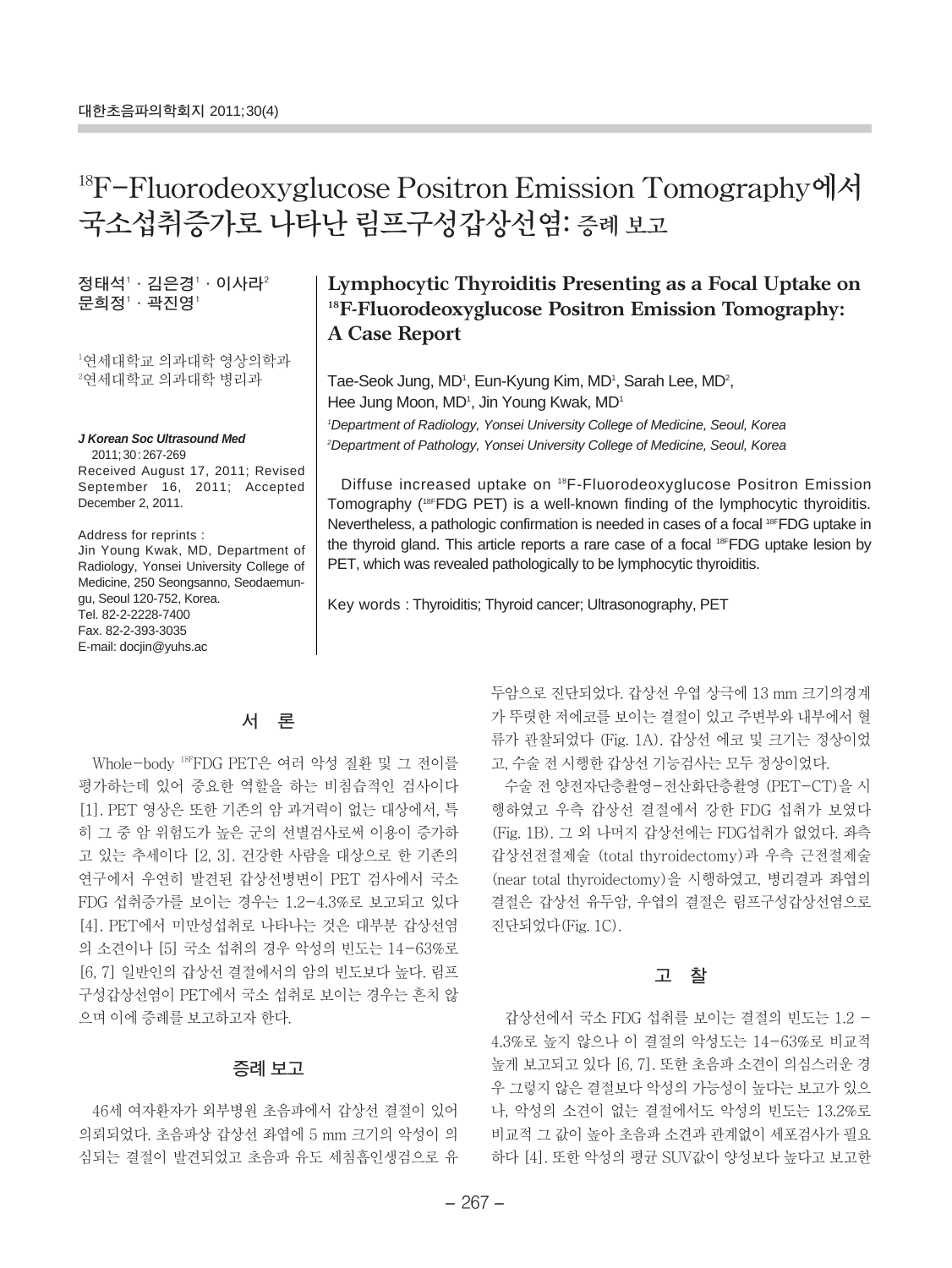# $^{18}$F-Fluorodeoxyglucose Positron Emission Tomography에서 국소섭취증가로 나타난 림프구성갑상선염: 증례 보고

정태석[1] · 김은경[1] · 이사라[2]
문희정[1] · 곽진영[1]

[1]연세대학교 의과대학 영상의학과
[2]연세대학교 의과대학 병리과

## Lymphocytic Thyroiditis Presenting as a Focal Uptake on $^{18}$F-Fluorodeoxyglucose Positron Emission Tomography: A Case Report

Tae-Seok Jung, MD[1], Eun-Kyung Kim, MD[1], Sarah Lee, MD[2], Hee Jung Moon, MD[1], Jin Young Kwak, MD[1]

[1]*Department of Radiology, Yonsei University College of Medicine, Seoul, Korea*
[2]*Department of Pathology, Yonsei University College of Medicine, Seoul, Korea*

***J Korean Soc Ultrasound Med*** 2011;30:267-269
Received August 17, 2011; Revised September 16, 2011; Accepted December 2, 2011.

Address for reprints :
Jin Young Kwak, MD, Department of Radiology, Yonsei University College of Medicine, 250 Seongsanno, Seodaemungu, Seoul 120-752, Korea.
Tel. 82-2-2228-7400
Fax. 82-2-393-3035
E-mail: docjin@yuhs.ac

Diffuse increased uptake on $^{18}$F-Fluorodeoxyglucose Positron Emission Tomography ($^{18F}$FDG PET) is a well-known finding of the lymphocytic thyroiditis. Nevertheless, a pathologic confirmation is needed in cases of a focal $^{18F}$FDG uptake in the thyroid gland. This article reports a rare case of a focal $^{18F}$FDG uptake lesion by PET, which was revealed pathologically to be lymphocytic thyroiditis.

Key words : Thyroiditis; Thyroid cancer; Ultrasonography, PET

## 서 론

Whole-body $^{18F}$FDG PET은 여러 악성 질환 및 그 전이를 평가하는데 있어 중요한 역할을 하는 비침습적인 검사이다 [1]. PET 영상은 또한 기존의 암 과거력이 없는 대상에서, 특히 그 중 암 위험도가 높은 군의 선별검사로써 이용이 증가하고 있는 추세이다 [2, 3]. 건강한 사람을 대상으로 한 기존의 연구에서 우연히 발견된 갑상선병변이 PET 검사에서 국소 FDG 섭취증가를 보이는 경우는 1.2-4.3%로 보고되고 있다 [4]. PET에서 미만성섭취로 나타나는 것은 대부분 갑상선염의 소견이나 [5] 국소 섭취의 경우 악성의 빈도는 14-63%로 [6, 7] 일반인의 갑상선 결절에서의 암의 빈도보다 높다. 림프구성갑상선염이 PET에서 국소 섭취로 보이는 경우는 흔치 않으며 이에 증례를 보고하고자 한다.

## 증례 보고

46세 여자환자가 외부병원 초음파에서 갑상선 결절이 있어 의뢰되었다. 초음파상 갑상선 좌엽에 5 mm 크기의 악성이 의심되는 결절이 발견되었고 초음파 유도 세침흡인생검으로 유두암으로 진단되었다. 갑상선 우엽 상극에 13 mm 크기의경계가 뚜렷한 저에코를 보이는 결절이 있고 주변부와 내부에서 혈류가 관찰되었다 (Fig. 1A). 갑상선 에코 및 크기는 정상이었고, 수술 전 시행한 갑상선 기능검사는 모두 정상이었다.

수술 전 양전자단층촬영-전산화단층촬영 (PET-CT)을 시행하였고 우측 갑상선 결절에서 강한 FDG 섭취가 보였다 (Fig. 1B). 그 외 나머지 갑상선에는 FDG섭취가 없었다. 좌측 갑상선전절제술 (total thyroidectomy)과 우측 근전절제술 (near total thyroidectomy)을 시행하였고, 병리결과 좌엽의 결절은 갑상선 유두암, 우엽의 결절은 림프구성갑상선염으로 진단되었다(Fig. 1C).

## 고 찰

갑상선에서 국소 FDG 섭취를 보이는 결절의 빈도는 1.2 - 4.3%로 높지 않으나 이 결절의 악성도는 14-63%로 비교적 높게 보고되고 있다 [6, 7]. 또한 초음파 소견이 의심스러운 경우 그렇지 않은 결절보다 악성의 가능성이 높다는 보고가 있으나, 악성의 소견이 없는 결절에서도 악성의 빈도는 13.2%로 비교적 그 값이 높아 초음파 소견과 관계없이 세포검사가 필요하다 [4]. 또한 악성의 평균 SUV값이 양성보다 높다고 보고한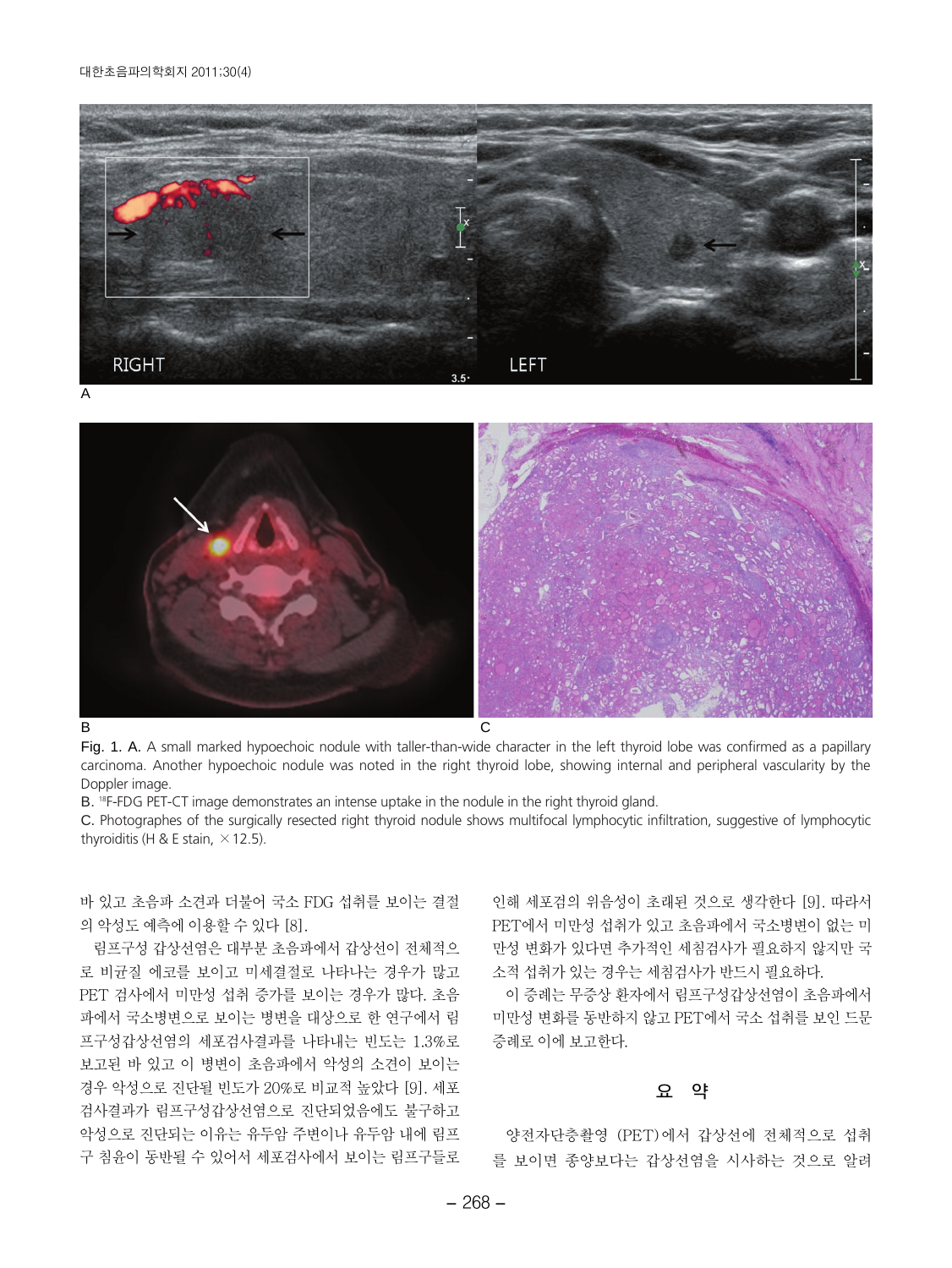Fig. 1. A. A small marked hypoechoic nodule with taller-than-wide character in the left thyroid lobe was confirmed as a papillary carcinoma. Another hypoechoic nodule was noted in the right thyroid lobe, showing internal and peripheral vascularity by the Doppler image.

B. $^{18}$F-FDG PET-CT image demonstrates an intense uptake in the nodule in the right thyroid gland.

C. Photographes of the surgically resected right thyroid nodule shows multifocal lymphocytic infiltration, suggestive of lymphocytic thyroiditis (H & E stain, ×12.5).

바 있고 초음파 소견과 더불어 국소 FDG 섭취를 보이는 결절의 악성도 예측에 이용할 수 있다 [8].

림프구성 갑상선염은 대부분 초음파에서 갑상선이 전체적으로 비균질 에코를 보이고 미세결절로 나타나는 경우가 많고 PET 검사에서 미만성 섭취 증가를 보이는 경우가 많다. 초음파에서 국소병변으로 보이는 병변을 대상으로 한 연구에서 림프구성갑상선염의 세포검사결과를 나타내는 빈도는 1.3%로 보고된 바 있고 이 병변이 초음파에서 악성의 소견이 보이는 경우 악성으로 진단될 빈도가 20%로 비교적 높았다 [9]. 세포검사결과가 림프구성갑상선염으로 진단되었음에도 불구하고 악성으로 진단되는 이유는 유두암 주변이나 유두암 내에 림프구 침윤이 동반될 수 있어서 세포검사에서 보이는 림프구들로 인해 세포검의 위음성이 초래된 것으로 생각한다 [9]. 따라서 PET에서 미만성 섭취가 있고 초음파에서 국소병변이 없는 미만성 변화가 있다면 추가적인 세침검사가 필요하지 않지만 국소적 섭취가 있는 경우는 세침검사가 반드시 필요하다.

이 증례는 무증상 환자에서 림프구성갑상선염이 초음파에서 미만성 변화를 동반하지 않고 PET에서 국소 섭취를 보인 드문 증례로 이에 보고한다.

## 요 약

양전자단층촬영 (PET)에서 갑상선에 전체적으로 섭취를 보이면 종양보다는 갑상선염을 시사하는 것으로 알려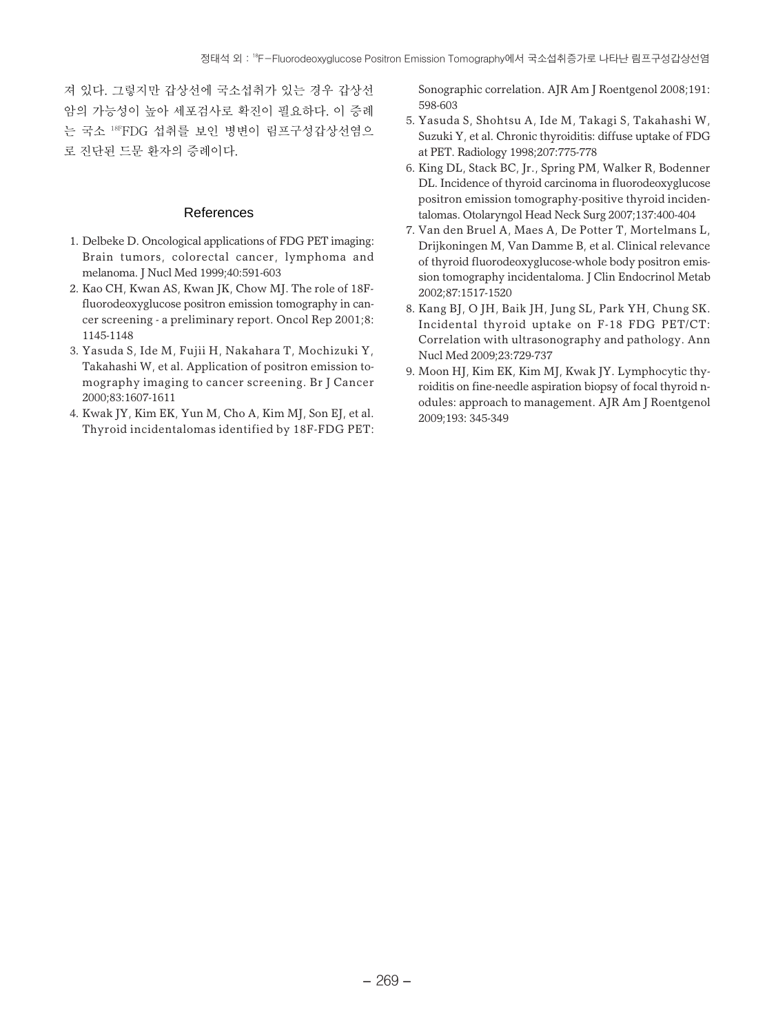져 있다. 그렇지만 갑상선에 국소섭취가 있는 경우 갑상선 암의 가능성이 높아 세포검사로 확진이 필요하다. 이 증례는 국소 $^{18F}$FDG 섭취를 보인 병변이 림프구성갑상선염으로 진단된 드문 환자의 증례이다.

## References

1. Delbeke D. Oncological applications of FDG PET imaging: Brain tumors, colorectal cancer, lymphoma and melanoma. J Nucl Med 1999;40:591-603
2. Kao CH, Kwan AS, Kwan JK, Chow MJ. The role of 18F-fluorodeoxyglucose positron emission tomography in cancer screening - a preliminary report. Oncol Rep 2001;8: 1145-1148
3. Yasuda S, Ide M, Fujii H, Nakahara T, Mochizuki Y, Takahashi W, et al. Application of positron emission tomography imaging to cancer screening. Br J Cancer 2000;83:1607-1611
4. Kwak JY, Kim EK, Yun M, Cho A, Kim MJ, Son EJ, et al. Thyroid incidentalomas identified by 18F-FDG PET: Sonographic correlation. AJR Am J Roentgenol 2008;191: 598-603
5. Yasuda S, Shohtsu A, Ide M, Takagi S, Takahashi W, Suzuki Y, et al. Chronic thyroiditis: diffuse uptake of FDG at PET. Radiology 1998;207:775-778
6. King DL, Stack BC, Jr., Spring PM, Walker R, Bodenner DL. Incidence of thyroid carcinoma in fluorodeoxyglucose positron emission tomography-positive thyroid incidentalomas. Otolaryngol Head Neck Surg 2007;137:400-404
7. Van den Bruel A, Maes A, De Potter T, Mortelmans L, Drijkoningen M, Van Damme B, et al. Clinical relevance of thyroid fluorodeoxyglucose-whole body positron emission tomography incidentaloma. J Clin Endocrinol Metab 2002;87:1517-1520
8. Kang BJ, O JH, Baik JH, Jung SL, Park YH, Chung SK. Incidental thyroid uptake on F-18 FDG PET/CT: Correlation with ultrasonography and pathology. Ann Nucl Med 2009;23:729-737
9. Moon HJ, Kim EK, Kim MJ, Kwak JY. Lymphocytic thyroiditis on fine-needle aspiration biopsy of focal thyroid nodules: approach to management. AJR Am J Roentgenol 2009;193: 345-349